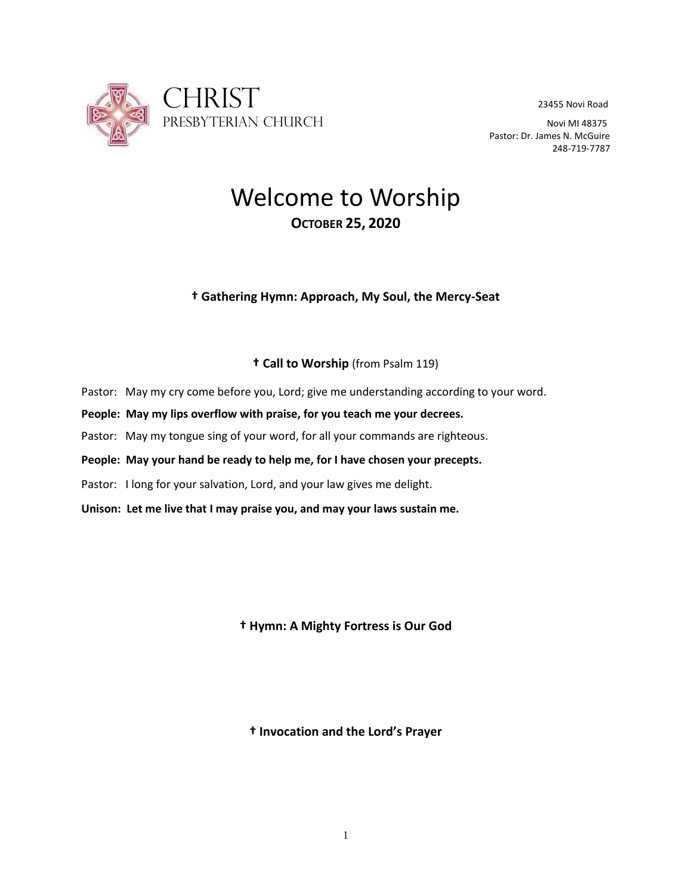CHRIST
PRESBYTERIAN CHURCH

23455 Novi Road
Novi MI 48375
Pastor: Dr. James N. McGuire
248-719-7787

# Welcome to Worship

**OCTOBER 25, 2020**

**† Gathering Hymn: Approach, My Soul, the Mercy-Seat**

**† Call to Worship** (from Psalm 119)

Pastor: May my cry come before you, Lord; give me understanding according to your word.

**People: May my lips overflow with praise, for you teach me your decrees.**

Pastor: May my tongue sing of your word, for all your commands are righteous.

**People: May your hand be ready to help me, for I have chosen your precepts.**

Pastor: I long for your salvation, Lord, and your law gives me delight.

**Unison: Let me live that I may praise you, and may your laws sustain me.**

**† Hymn: A Mighty Fortress is Our God**

**† Invocation and the Lord's Prayer**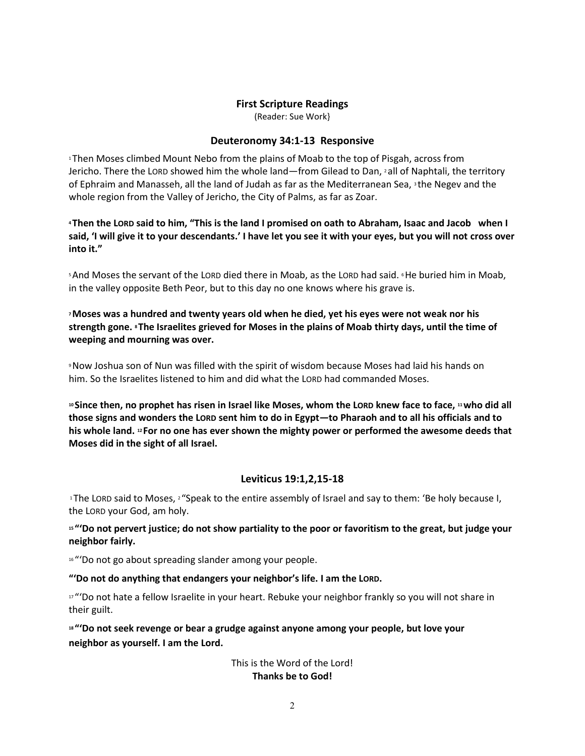## First Scripture Readings

(Reader: Sue Work}

### Deuteronomy 34:1-13 Responsive

[1] Then Moses climbed Mount Nebo from the plains of Moab to the top of Pisgah, across from Jericho. There the LORD showed him the whole land—from Gilead to Dan, [2] all of Naphtali, the territory of Ephraim and Manasseh, all the land of Judah as far as the Mediterranean Sea, [3] the Negev and the whole region from the Valley of Jericho, the City of Palms, as far as Zoar.

**[4] Then the LORD said to him, "This is the land I promised on oath to Abraham, Isaac and Jacob when I said, 'I will give it to your descendants.' I have let you see it with your eyes, but you will not cross over into it."**

[5] And Moses the servant of the LORD died there in Moab, as the LORD had said. [6] He buried him in Moab, in the valley opposite Beth Peor, but to this day no one knows where his grave is.

**[7] Moses was a hundred and twenty years old when he died, yet his eyes were not weak nor his strength gone. [8] The Israelites grieved for Moses in the plains of Moab thirty days, until the time of weeping and mourning was over.**

[9] Now Joshua son of Nun was filled with the spirit of wisdom because Moses had laid his hands on him. So the Israelites listened to him and did what the LORD had commanded Moses.

**[10] Since then, no prophet has risen in Israel like Moses, whom the LORD knew face to face, [11] who did all those signs and wonders the LORD sent him to do in Egypt—to Pharaoh and to all his officials and to his whole land. [12] For no one has ever shown the mighty power or performed the awesome deeds that Moses did in the sight of all Israel.**

### Leviticus 19:1,2,15-18

[1] The LORD said to Moses, [2] "Speak to the entire assembly of Israel and say to them: 'Be holy because I, the LORD your God, am holy.

**[15] "'Do not pervert justice; do not show partiality to the poor or favoritism to the great, but judge your neighbor fairly.**

[16] "'Do not go about spreading slander among your people.

**"'Do not do anything that endangers your neighbor's life. I am the LORD.**

[17] "'Do not hate a fellow Israelite in your heart. Rebuke your neighbor frankly so you will not share in their guilt.

**[18] "'Do not seek revenge or bear a grudge against anyone among your people, but love your neighbor as yourself. I am the Lord.**

This is the Word of the Lord!
**Thanks be to God!**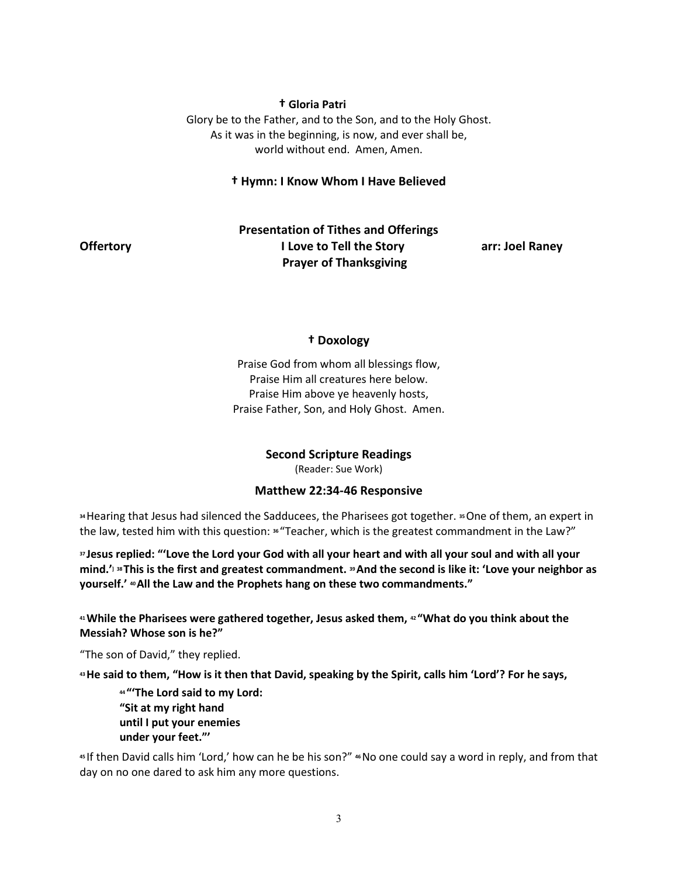**† Gloria Patri**

Glory be to the Father, and to the Son, and to the Holy Ghost.
As it was in the beginning, is now, and ever shall be,
world without end. Amen, Amen.

**† Hymn: I Know Whom I Have Believed**

**Presentation of Tithes and Offerings**

**Offertory** **I Love to Tell the Story** **arr: Joel Raney**

**Prayer of Thanksgiving**

**† Doxology**

Praise God from whom all blessings flow,
Praise Him all creatures here below.
Praise Him above ye heavenly hosts,
Praise Father, Son, and Holy Ghost. Amen.

**Second Scripture Readings**

(Reader: Sue Work)

**Matthew 22:34-46 Responsive**

34 Hearing that Jesus had silenced the Sadducees, the Pharisees got together. 35 One of them, an expert in the law, tested him with this question: 36 "Teacher, which is the greatest commandment in the Law?"

**37 Jesus replied: "'Love the Lord your God with all your heart and with all your soul and with all your mind.' 38 This is the first and greatest commandment. 39 And the second is like it: 'Love your neighbor as yourself.' 40 All the Law and the Prophets hang on these two commandments."**

**41 While the Pharisees were gathered together, Jesus asked them, 42 "What do you think about the Messiah? Whose son is he?"**

"The son of David," they replied.

**43 He said to them, "How is it then that David, speaking by the Spirit, calls him 'Lord'? For he says,**

> **44 "'The Lord said to my Lord:**
> **"Sit at my right hand**
> **until I put your enemies**
> **under your feet."'**

45 If then David calls him 'Lord,' how can he be his son?" 46 No one could say a word in reply, and from that day on no one dared to ask him any more questions.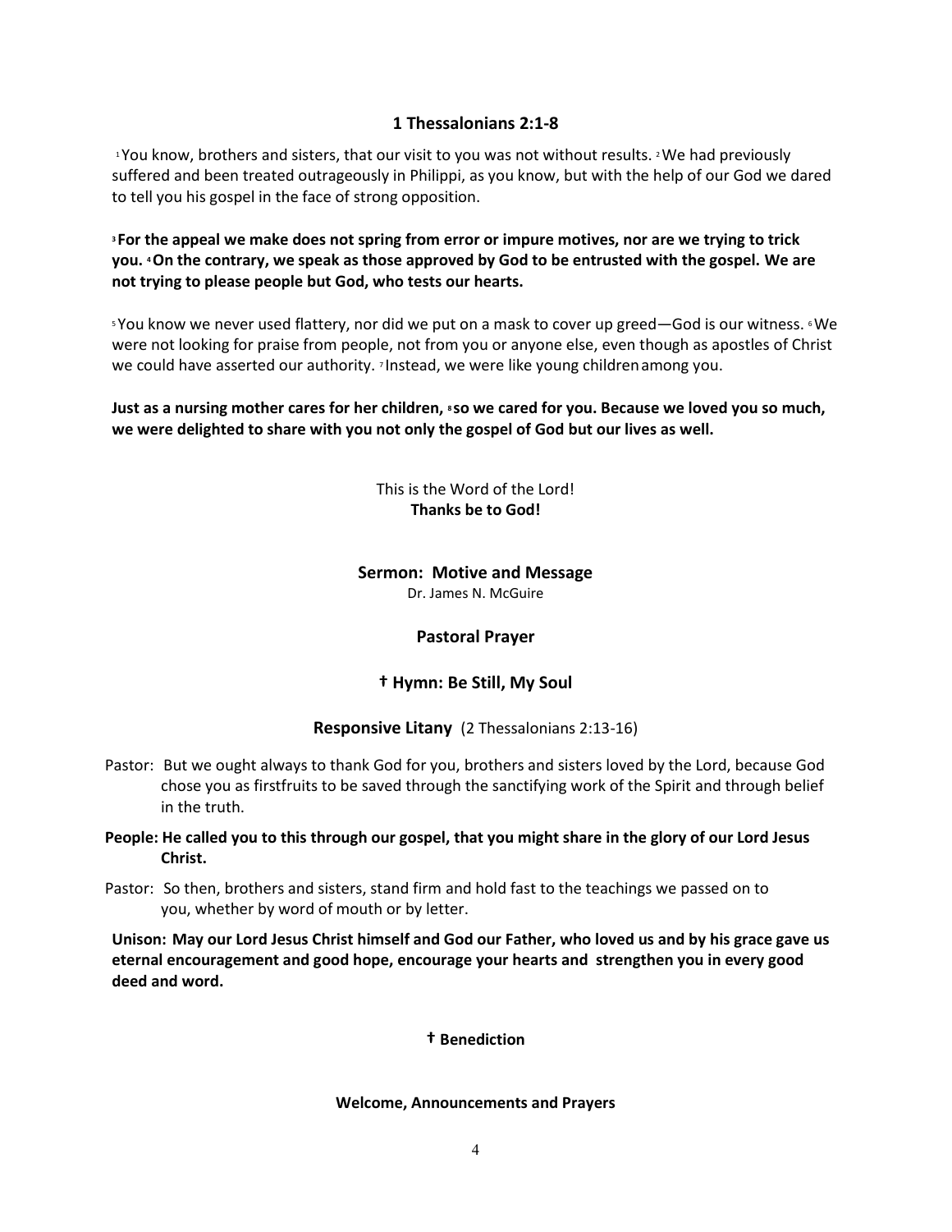## 1 Thessalonians 2:1-8

[1] You know, brothers and sisters, that our visit to you was not without results. [2] We had previously suffered and been treated outrageously in Philippi, as you know, but with the help of our God we dared to tell you his gospel in the face of strong opposition.

**[3] For the appeal we make does not spring from error or impure motives, nor are we trying to trick you. [4] On the contrary, we speak as those approved by God to be entrusted with the gospel. We are not trying to please people but God, who tests our hearts.**

[5] You know we never used flattery, nor did we put on a mask to cover up greed—God is our witness. [6] We were not looking for praise from people, not from you or anyone else, even though as apostles of Christ we could have asserted our authority. [7] Instead, we were like young children among you.

**Just as a nursing mother cares for her children, [8] so we cared for you. Because we loved you so much, we were delighted to share with you not only the gospel of God but our lives as well.**

This is the Word of the Lord!
**Thanks be to God!**

### Sermon: Motive and Message

Dr. James N. McGuire

### Pastoral Prayer

### † Hymn: Be Still, My Soul

### Responsive Litany (2 Thessalonians 2:13-16)

Pastor: But we ought always to thank God for you, brothers and sisters loved by the Lord, because God chose you as firstfruits to be saved through the sanctifying work of the Spirit and through belief in the truth.

**People: He called you to this through our gospel, that you might share in the glory of our Lord Jesus Christ.**

Pastor: So then, brothers and sisters, stand firm and hold fast to the teachings we passed on to you, whether by word of mouth or by letter.

**Unison: May our Lord Jesus Christ himself and God our Father, who loved us and by his grace gave us eternal encouragement and good hope, encourage your hearts and strengthen you in every good deed and word.**

### † Benediction

**Welcome, Announcements and Prayers**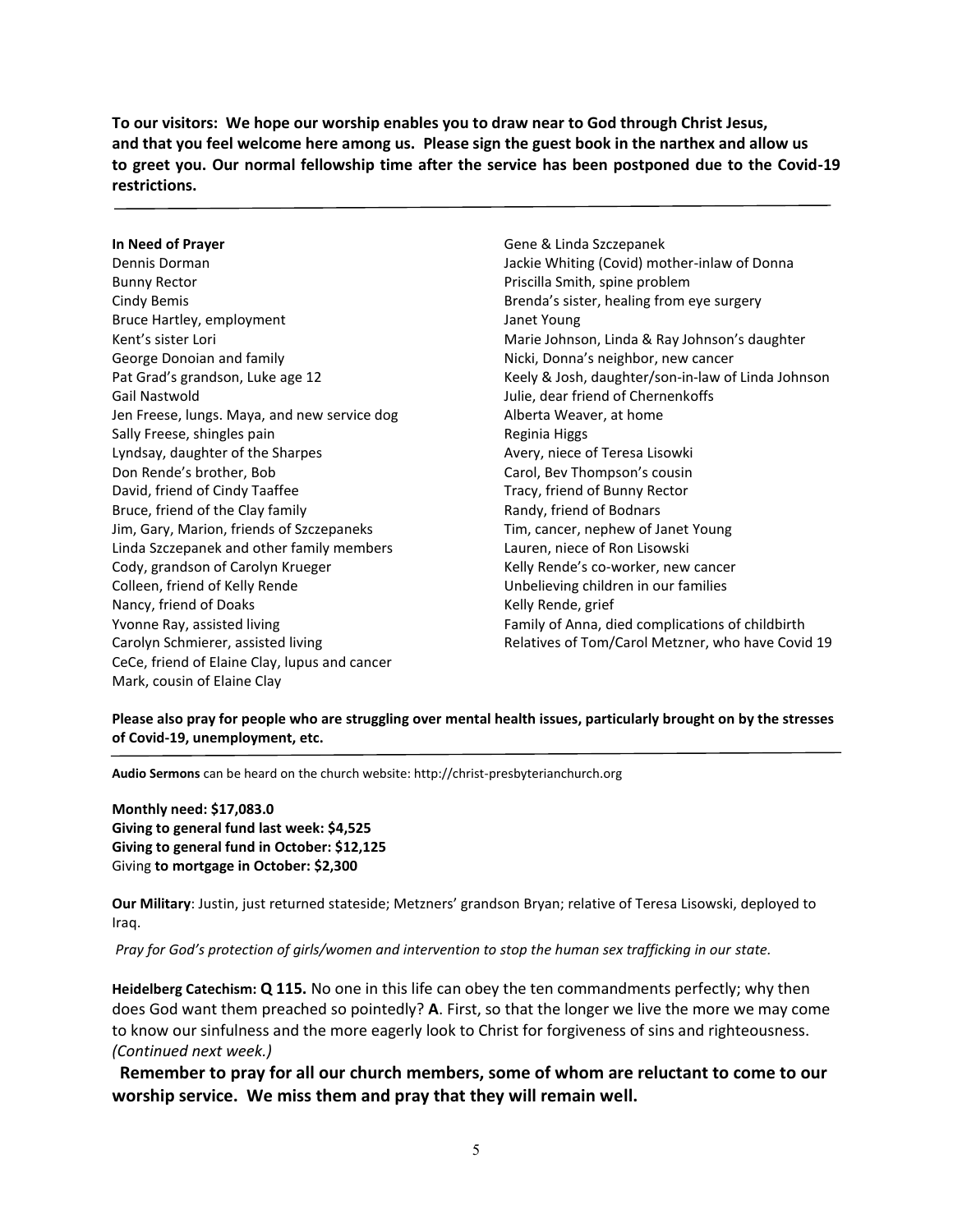**To our visitors: We hope our worship enables you to draw near to God through Christ Jesus, and that you feel welcome here among us. Please sign the guest book in the narthex and allow us to greet you. Our normal fellowship time after the service has been postponed due to the Covid-19 restrictions.**

---

**In Need of Prayer**

Dennis Dorman
Bunny Rector
Cindy Bemis
Bruce Hartley, employment
Kent's sister Lori
George Donoian and family
Pat Grad's grandson, Luke age 12
Gail Nastwold
Jen Freese, lungs. Maya, and new service dog
Sally Freese, shingles pain
Lyndsay, daughter of the Sharpes
Don Rende's brother, Bob
David, friend of Cindy Taaffee
Bruce, friend of the Clay family
Jim, Gary, Marion, friends of Szczepaneks
Linda Szczepanek and other family members
Cody, grandson of Carolyn Krueger
Colleen, friend of Kelly Rende
Nancy, friend of Doaks
Yvonne Ray, assisted living
Carolyn Schmierer, assisted living
CeCe, friend of Elaine Clay, lupus and cancer
Mark, cousin of Elaine Clay
Gene & Linda Szczepanek
Jackie Whiting (Covid) mother-inlaw of Donna
Priscilla Smith, spine problem
Brenda's sister, healing from eye surgery
Janet Young
Marie Johnson, Linda & Ray Johnson's daughter
Nicki, Donna's neighbor, new cancer
Keely & Josh, daughter/son-in-law of Linda Johnson
Julie, dear friend of Chernenkoffs
Alberta Weaver, at home
Reginia Higgs
Avery, niece of Teresa Lisowki
Carol, Bev Thompson's cousin
Tracy, friend of Bunny Rector
Randy, friend of Bodnars
Tim, cancer, nephew of Janet Young
Lauren, niece of Ron Lisowski
Kelly Rende's co-worker, new cancer
Unbelieving children in our families
Kelly Rende, grief
Family of Anna, died complications of childbirth
Relatives of Tom/Carol Metzner, who have Covid 19

**Please also pray for people who are struggling over mental health issues, particularly brought on by the stresses of Covid-19, unemployment, etc.**

---

**Audio Sermons** can be heard on the church website: http://christ-presbyterianchurch.org

**Monthly need: $17,083.0**
**Giving to general fund last week: $4,525**
**Giving to general fund in October: $12,125**
Giving **to mortgage in October: $2,300**

**Our Military**: Justin, just returned stateside; Metzners' grandson Bryan; relative of Teresa Lisowski, deployed to Iraq.

*Pray for God's protection of girls/women and intervention to stop the human sex trafficking in our state.*

**Heidelberg Catechism: Q 115.** No one in this life can obey the ten commandments perfectly; why then does God want them preached so pointedly? **A**. First, so that the longer we live the more we may come to know our sinfulness and the more eagerly look to Christ for forgiveness of sins and righteousness. *(Continued next week.)*

**Remember to pray for all our church members, some of whom are reluctant to come to our worship service. We miss them and pray that they will remain well.**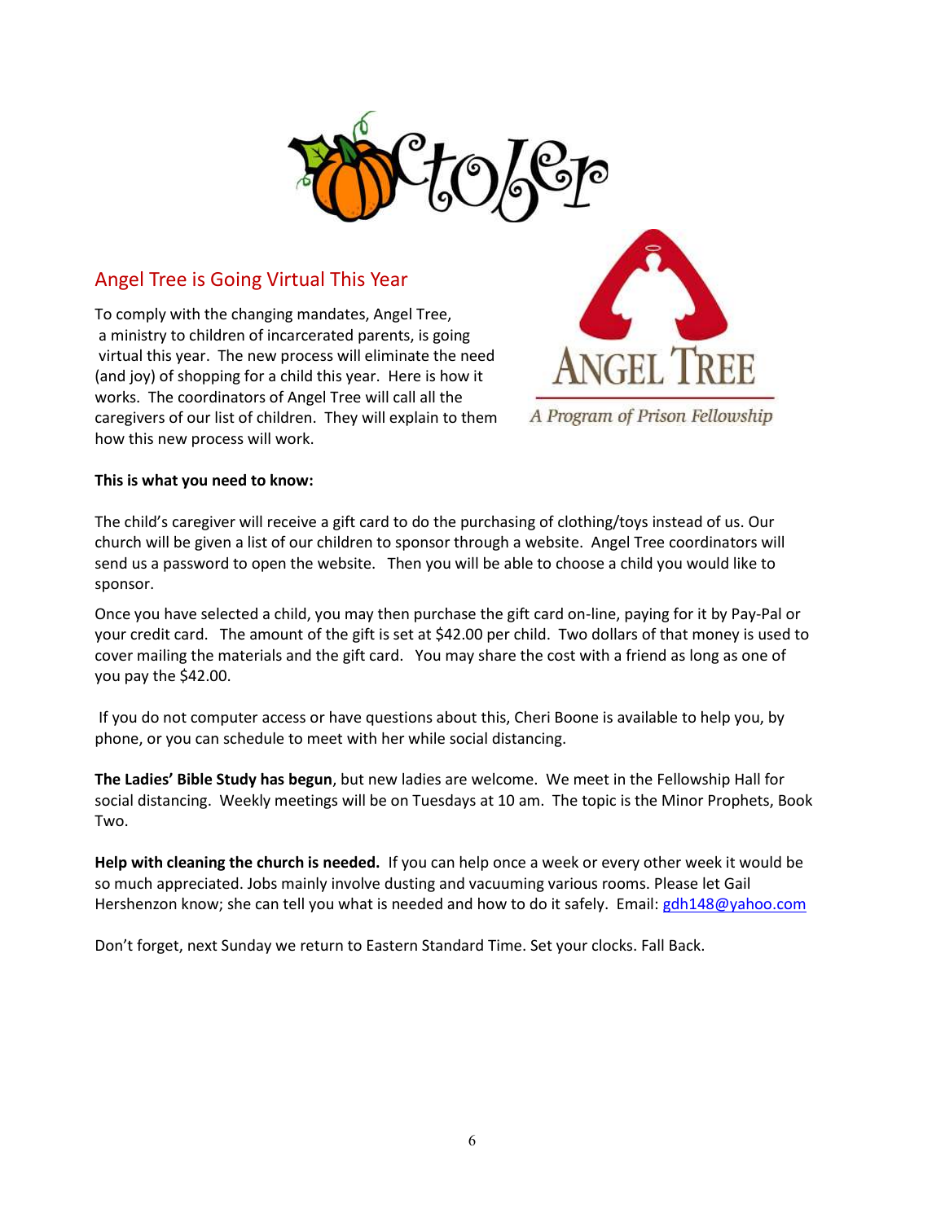October

## Angel Tree is Going Virtual This Year

ANGEL TREE

*A Program of Prison Fellowship*

To comply with the changing mandates, Angel Tree, a ministry to children of incarcerated parents, is going virtual this year. The new process will eliminate the need (and joy) of shopping for a child this year. Here is how it works. The coordinators of Angel Tree will call all the caregivers of our list of children. They will explain to them how this new process will work.

**This is what you need to know:**

The child's caregiver will receive a gift card to do the purchasing of clothing/toys instead of us. Our church will be given a list of our children to sponsor through a website. Angel Tree coordinators will send us a password to open the website. Then you will be able to choose a child you would like to sponsor.

Once you have selected a child, you may then purchase the gift card on-line, paying for it by Pay-Pal or your credit card. The amount of the gift is set at $42.00 per child. Two dollars of that money is used to cover mailing the materials and the gift card. You may share the cost with a friend as long as one of you pay the $42.00.

If you do not computer access or have questions about this, Cheri Boone is available to help you, by phone, or you can schedule to meet with her while social distancing.

**The Ladies' Bible Study has begun**, but new ladies are welcome. We meet in the Fellowship Hall for social distancing. Weekly meetings will be on Tuesdays at 10 am. The topic is the Minor Prophets, Book Two.

**Help with cleaning the church is needed.** If you can help once a week or every other week it would be so much appreciated. Jobs mainly involve dusting and vacuuming various rooms. Please let Gail Hershenzon know; she can tell you what is needed and how to do it safely. Email: gdh148@yahoo.com

Don't forget, next Sunday we return to Eastern Standard Time. Set your clocks. Fall Back.